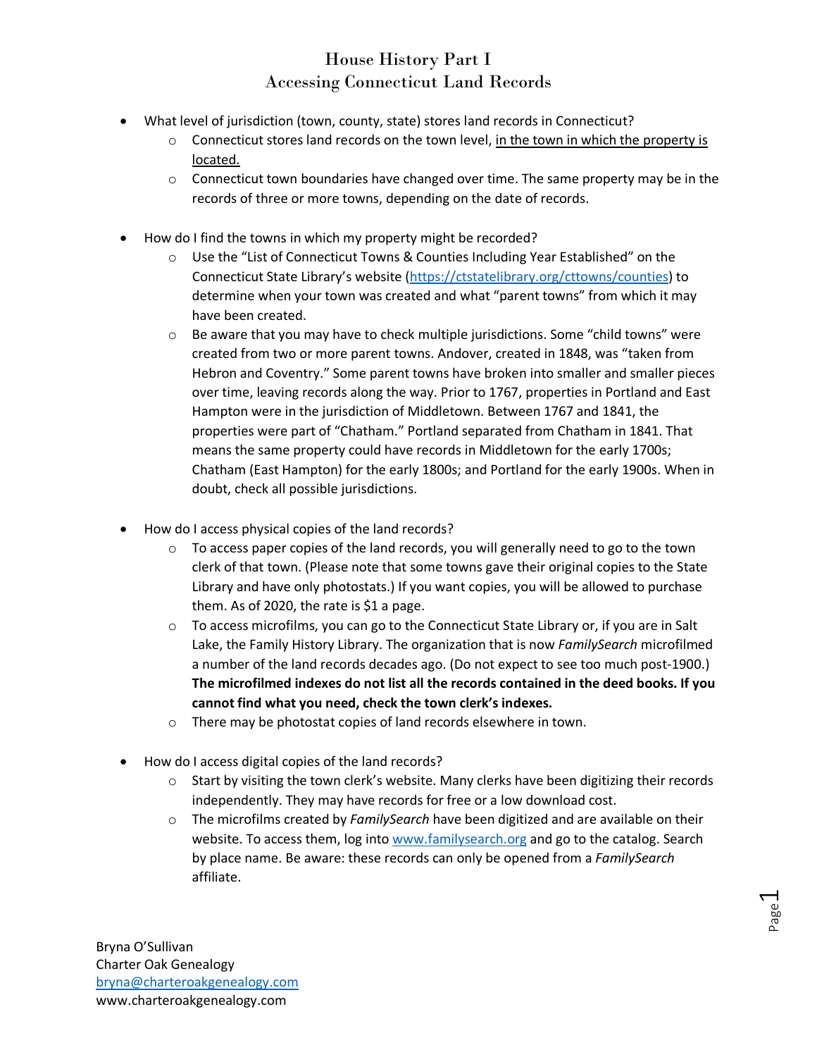# House History Part I
## Accessing Connecticut Land Records

- What level of jurisdiction (town, county, state) stores land records in Connecticut?
  - Connecticut stores land records on the town level, <u>in the town in which the property is located.</u>
  - Connecticut town boundaries have changed over time. The same property may be in the records of three or more towns, depending on the date of records.

- How do I find the towns in which my property might be recorded?
  - Use the "List of Connecticut Towns & Counties Including Year Established" on the Connecticut State Library's website ([https://ctstatelibrary.org/cttowns/counties](https://ctstatelibrary.org/cttowns/counties)) to determine when your town was created and what "parent towns" from which it may have been created.
  - Be aware that you may have to check multiple jurisdictions. Some "child towns" were created from two or more parent towns. Andover, created in 1848, was "taken from Hebron and Coventry." Some parent towns have broken into smaller and smaller pieces over time, leaving records along the way. Prior to 1767, properties in Portland and East Hampton were in the jurisdiction of Middletown. Between 1767 and 1841, the properties were part of "Chatham." Portland separated from Chatham in 1841. That means the same property could have records in Middletown for the early 1700s; Chatham (East Hampton) for the early 1800s; and Portland for the early 1900s. When in doubt, check all possible jurisdictions.

- How do I access physical copies of the land records?
  - To access paper copies of the land records, you will generally need to go to the town clerk of that town. (Please note that some towns gave their original copies to the State Library and have only photostats.) If you want copies, you will be allowed to purchase them. As of 2020, the rate is $1 a page.
  - To access microfilms, you can go to the Connecticut State Library or, if you are in Salt Lake, the Family History Library. The organization that is now *FamilySearch* microfilmed a number of the land records decades ago. (Do not expect to see too much post-1900.) **The microfilmed indexes do not list all the records contained in the deed books. If you cannot find what you need, check the town clerk's indexes.**
  - There may be photostat copies of land records elsewhere in town.

- How do I access digital copies of the land records?
  - Start by visiting the town clerk's website. Many clerks have been digitizing their records independently. They may have records for free or a low download cost.
  - The microfilms created by *FamilySearch* have been digitized and are available on their website. To access them, log into [www.familysearch.org](www.familysearch.org) and go to the catalog. Search by place name. Be aware: these records can only be opened from a *FamilySearch* affiliate.

Bryna O'Sullivan
Charter Oak Genealogy
[bryna@charteroakgenealogy.com](mailto:bryna@charteroakgenealogy.com)
www.charteroakgenealogy.com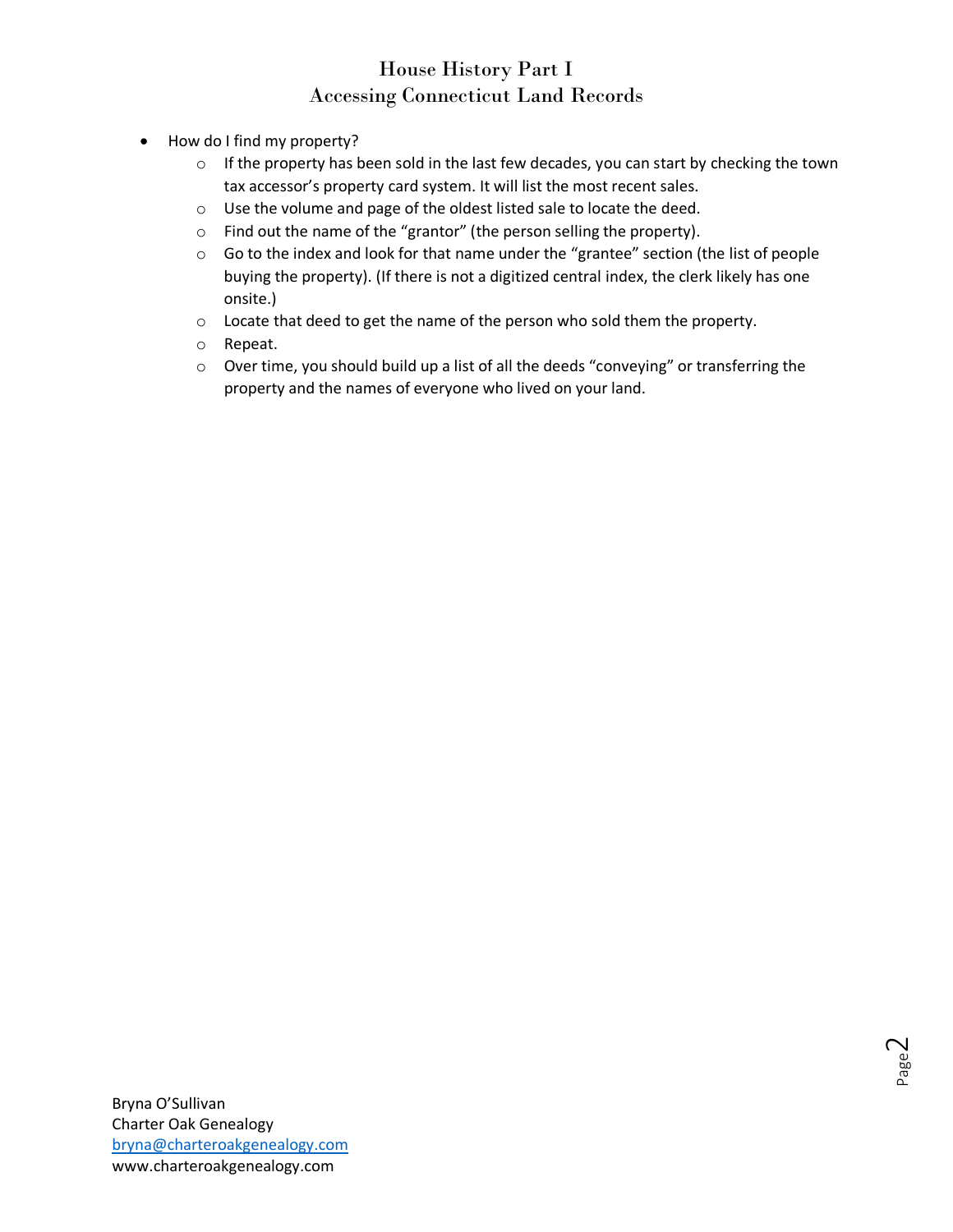- How do I find my property?
    - If the property has been sold in the last few decades, you can start by checking the town tax accessor's property card system. It will list the most recent sales.
    - Use the volume and page of the oldest listed sale to locate the deed.
    - Find out the name of the "grantor" (the person selling the property).
    - Go to the index and look for that name under the "grantee" section (the list of people buying the property). (If there is not a digitized central index, the clerk likely has one onsite.)
    - Locate that deed to get the name of the person who sold them the property.
    - Repeat.
    - Over time, you should build up a list of all the deeds "conveying" or transferring the property and the names of everyone who lived on your land.